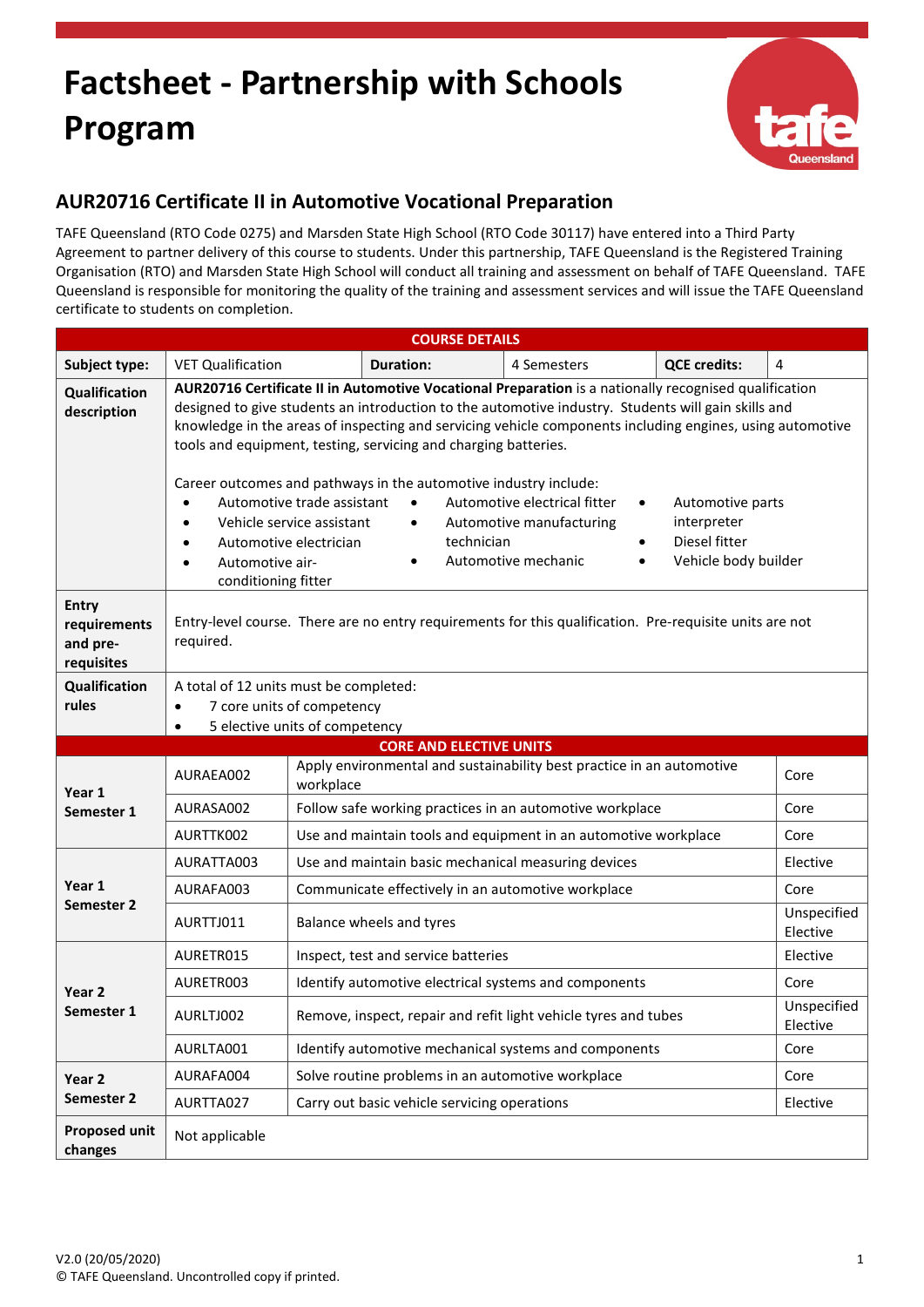# Factsheet - Partnership with Schools Program

## AUR20716 Certificate II in Automotive Vocational Preparation

TAFE Queensland (RTO Code 0275) and Marsden State High School (RTO Code 30117) have entered into a Third Party Agreement to partner delivery of this course to students. Under this partnership, TAFE Queensland is the Registered Training Organisation (RTO) and Marsden State High School will conduct all training and assessment on behalf of TAFE Queensland. TAFE Queensland is responsible for monitoring the quality of the training and assessment services and will issue the TAFE Queensland certificate to students on completion.

| COURSE DETAILS | | | | | |
|---|---|---|---|---|---|
| **Subject type:** | VET Qualification | **Duration:** | 4 Semesters | **QCE credits:** | 4 |
| **Qualification description** | **AUR20716 Certificate II in Automotive Vocational Preparation** is a nationally recognised qualification designed to give students an introduction to the automotive industry. Students will gain skills and knowledge in the areas of inspecting and servicing vehicle components including engines, using automotive tools and equipment, testing, servicing and charging batteries.<br><br>Career outcomes and pathways in the automotive industry include:<br>• Automotive trade assistant<br>• Vehicle service assistant<br>• Automotive electrician<br>• Automotive air-conditioning fitter<br>• Automotive electrical fitter<br>• Automotive manufacturing technician<br>• Automotive mechanic<br>• Automotive parts interpreter<br>• Diesel fitter<br>• Vehicle body builder | | | | |
| **Entry requirements and pre-requisites** | Entry-level course. There are no entry requirements for this qualification. Pre-requisite units are not required. | | | | |
| **Qualification rules** | A total of 12 units must be completed:<br>• 7 core units of competency<br>• 5 elective units of competency | | | | |

| CORE AND ELECTIVE UNITS | | | |
|---|---|---|---|
| **Year 1 Semester 1** | AURAEA002 | Apply environmental and sustainability best practice in an automotive workplace | Core |
| | AURASA002 | Follow safe working practices in an automotive workplace | Core |
| | AURTTK002 | Use and maintain tools and equipment in an automotive workplace | Core |
| **Year 1 Semester 2** | AURATTA003 | Use and maintain basic mechanical measuring devices | Elective |
| | AURAFA003 | Communicate effectively in an automotive workplace | Core |
| | AURTTJ011 | Balance wheels and tyres | Unspecified Elective |
| **Year 2 Semester 1** | AURETR015 | Inspect, test and service batteries | Elective |
| | AURETR003 | Identify automotive electrical systems and components | Core |
| | AURLTJ002 | Remove, inspect, repair and refit light vehicle tyres and tubes | Unspecified Elective |
| | AURLTA001 | Identify automotive mechanical systems and components | Core |
| **Year 2 Semester 2** | AURAFA004 | Solve routine problems in an automotive workplace | Core |
| | AURTTA027 | Carry out basic vehicle servicing operations | Elective |
| **Proposed unit changes** | Not applicable | | |

V2.0 (20/05/2020)
© TAFE Queensland. Uncontrolled copy if printed.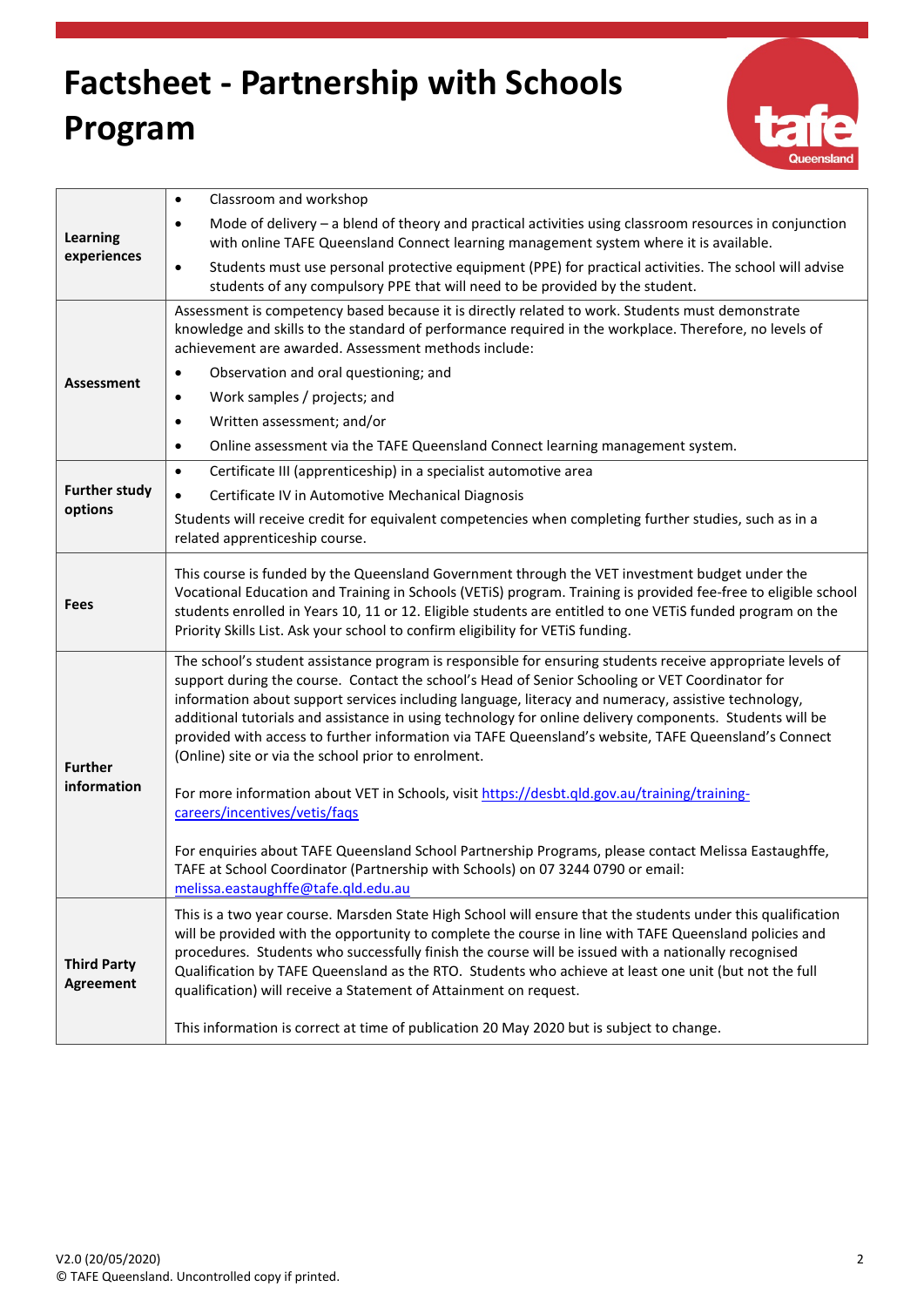# Factsheet - Partnership with Schools Program

| | |
|---|---|
| **Learning experiences** | • Classroom and workshop<br>• Mode of delivery – a blend of theory and practical activities using classroom resources in conjunction with online TAFE Queensland Connect learning management system where it is available.<br>• Students must use personal protective equipment (PPE) for practical activities. The school will advise students of any compulsory PPE that will need to be provided by the student. |
| **Assessment** | Assessment is competency based because it is directly related to work. Students must demonstrate knowledge and skills to the standard of performance required in the workplace. Therefore, no levels of achievement are awarded. Assessment methods include:<br>• Observation and oral questioning; and<br>• Work samples / projects; and<br>• Written assessment; and/or<br>• Online assessment via the TAFE Queensland Connect learning management system. |
| **Further study options** | • Certificate III (apprenticeship) in a specialist automotive area<br>• Certificate IV in Automotive Mechanical Diagnosis<br>Students will receive credit for equivalent competencies when completing further studies, such as in a related apprenticeship course. |
| **Fees** | This course is funded by the Queensland Government through the VET investment budget under the Vocational Education and Training in Schools (VETiS) program. Training is provided fee-free to eligible school students enrolled in Years 10, 11 or 12. Eligible students are entitled to one VETiS funded program on the Priority Skills List. Ask your school to confirm eligibility for VETiS funding. |
| **Further information** | The school's student assistance program is responsible for ensuring students receive appropriate levels of support during the course. Contact the school's Head of Senior Schooling or VET Coordinator for information about support services including language, literacy and numeracy, assistive technology, additional tutorials and assistance in using technology for online delivery components. Students will be provided with access to further information via TAFE Queensland's website, TAFE Queensland's Connect (Online) site or via the school prior to enrolment.<br><br>For more information about VET in Schools, visit https://desbt.qld.gov.au/training/training-careers/incentives/vetis/faqs<br><br>For enquiries about TAFE Queensland School Partnership Programs, please contact Melissa Eastaughffe, TAFE at School Coordinator (Partnership with Schools) on 07 3244 0790 or email: melissa.eastaughffe@tafe.qld.edu.au |
| **Third Party Agreement** | This is a two year course. Marsden State High School will ensure that the students under this qualification will be provided with the opportunity to complete the course in line with TAFE Queensland policies and procedures. Students who successfully finish the course will be issued with a nationally recognised Qualification by TAFE Queensland as the RTO. Students who achieve at least one unit (but not the full qualification) will receive a Statement of Attainment on request.<br><br>This information is correct at time of publication 20 May 2020 but is subject to change. |

V2.0 (20/05/2020)
© TAFE Queensland. Uncontrolled copy if printed.